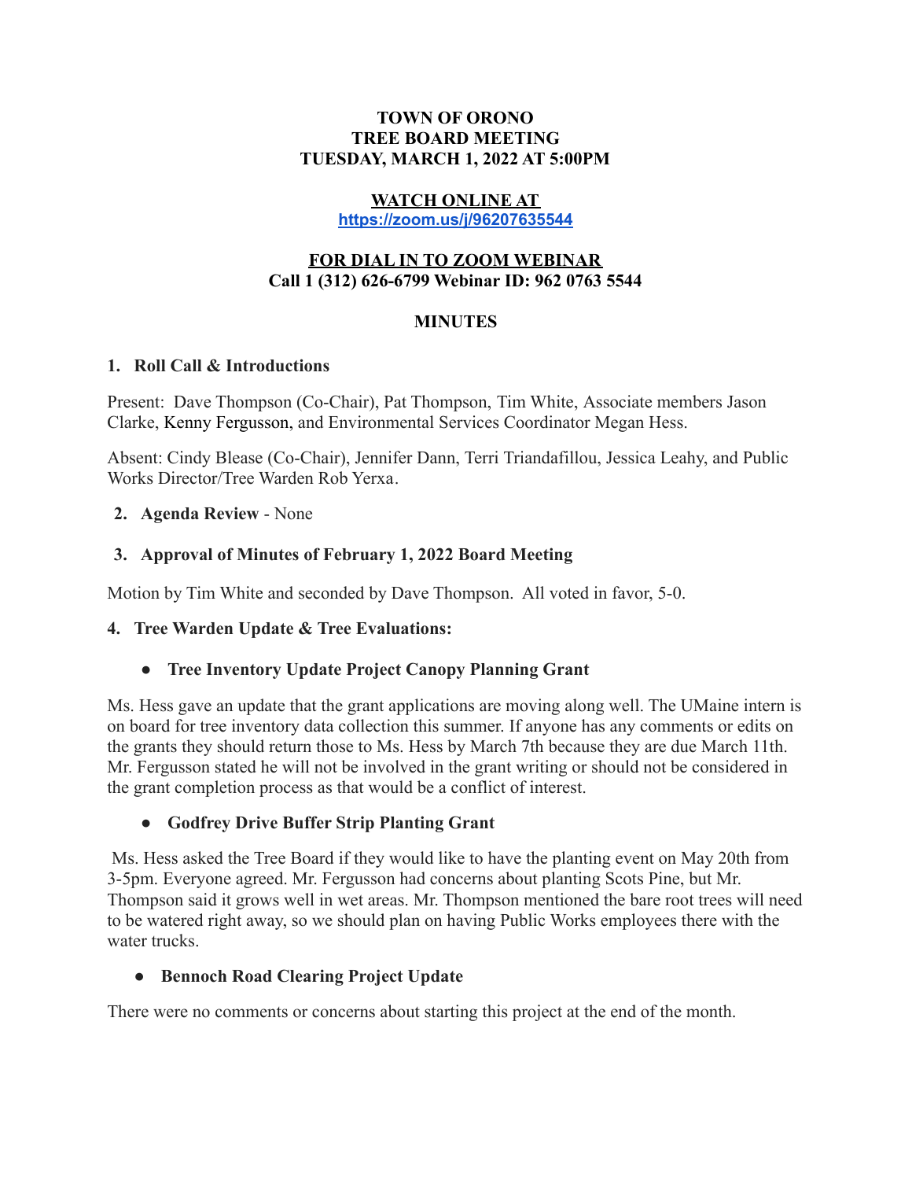**TOWN OF ORONO**
**TREE BOARD MEETING**
**TUESDAY, MARCH 1, 2022 AT 5:00PM**

**WATCH ONLINE AT**
**https://zoom.us/j/96207635544**

**FOR DIAL IN TO ZOOM WEBINAR**
**Call 1 (312) 626-6799 Webinar ID: 962 0763 5544**

## MINUTES

### 1. Roll Call & Introductions

Present: Dave Thompson (Co-Chair), Pat Thompson, Tim White, Associate members Jason Clarke, Kenny Fergusson, and Environmental Services Coordinator Megan Hess.

Absent: Cindy Blease (Co-Chair), Jennifer Dann, Terri Triandafillou, Jessica Leahy, and Public Works Director/Tree Warden Rob Yerxa.

### 2. Agenda Review - None

### 3. Approval of Minutes of February 1, 2022 Board Meeting

Motion by Tim White and seconded by Dave Thompson. All voted in favor, 5-0.

### 4. Tree Warden Update & Tree Evaluations:

- **Tree Inventory Update Project Canopy Planning Grant**

Ms. Hess gave an update that the grant applications are moving along well. The UMaine intern is on board for tree inventory data collection this summer. If anyone has any comments or edits on the grants they should return those to Ms. Hess by March 7th because they are due March 11th. Mr. Fergusson stated he will not be involved in the grant writing or should not be considered in the grant completion process as that would be a conflict of interest.

- **Godfrey Drive Buffer Strip Planting Grant**

Ms. Hess asked the Tree Board if they would like to have the planting event on May 20th from 3-5pm. Everyone agreed. Mr. Fergusson had concerns about planting Scots Pine, but Mr. Thompson said it grows well in wet areas. Mr. Thompson mentioned the bare root trees will need to be watered right away, so we should plan on having Public Works employees there with the water trucks.

- **Bennoch Road Clearing Project Update**

There were no comments or concerns about starting this project at the end of the month.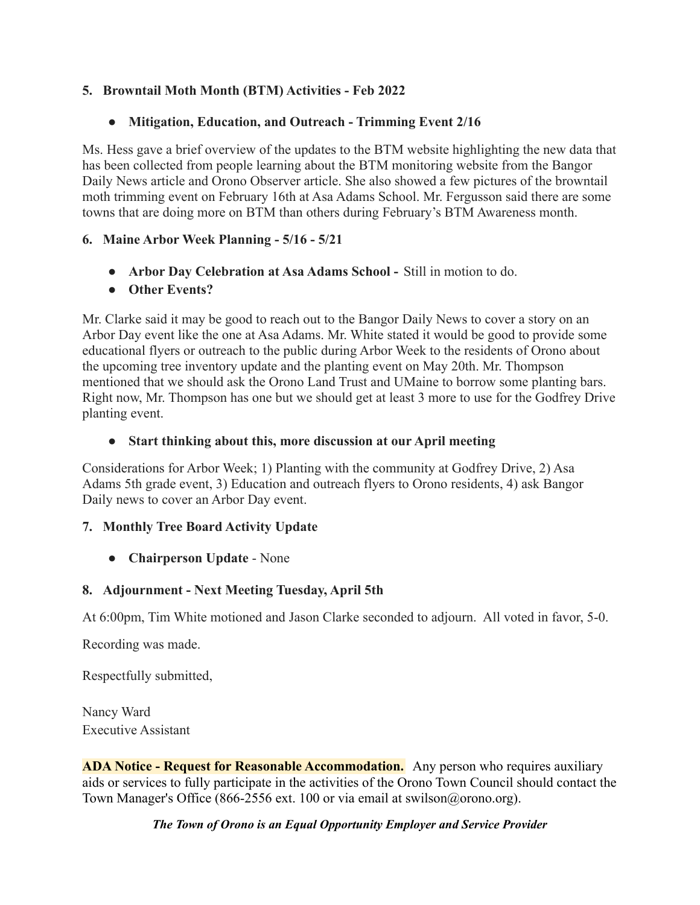**5. Browntail Moth Month (BTM) Activities - Feb 2022**

- **Mitigation, Education, and Outreach - Trimming Event 2/16**

Ms. Hess gave a brief overview of the updates to the BTM website highlighting the new data that has been collected from people learning about the BTM monitoring website from the Bangor Daily News article and Orono Observer article. She also showed a few pictures of the browntail moth trimming event on February 16th at Asa Adams School. Mr. Fergusson said there are some towns that are doing more on BTM than others during February's BTM Awareness month.

**6. Maine Arbor Week Planning - 5/16 - 5/21**

- **Arbor Day Celebration at Asa Adams School -** Still in motion to do.
- **Other Events?**

Mr. Clarke said it may be good to reach out to the Bangor Daily News to cover a story on an Arbor Day event like the one at Asa Adams. Mr. White stated it would be good to provide some educational flyers or outreach to the public during Arbor Week to the residents of Orono about the upcoming tree inventory update and the planting event on May 20th. Mr. Thompson mentioned that we should ask the Orono Land Trust and UMaine to borrow some planting bars. Right now, Mr. Thompson has one but we should get at least 3 more to use for the Godfrey Drive planting event.

- **Start thinking about this, more discussion at our April meeting**

Considerations for Arbor Week; 1) Planting with the community at Godfrey Drive, 2) Asa Adams 5th grade event, 3) Education and outreach flyers to Orono residents, 4) ask Bangor Daily news to cover an Arbor Day event.

**7. Monthly Tree Board Activity Update**

- **Chairperson Update** - None

**8. Adjournment - Next Meeting Tuesday, April 5th**

At 6:00pm, Tim White motioned and Jason Clarke seconded to adjourn. All voted in favor, 5-0.

Recording was made.

Respectfully submitted,

Nancy Ward
Executive Assistant

**ADA Notice - Request for Reasonable Accommodation.** Any person who requires auxiliary aids or services to fully participate in the activities of the Orono Town Council should contact the Town Manager's Office (866-2556 ext. 100 or via email at swilson@orono.org).

***The Town of Orono is an Equal Opportunity Employer and Service Provider***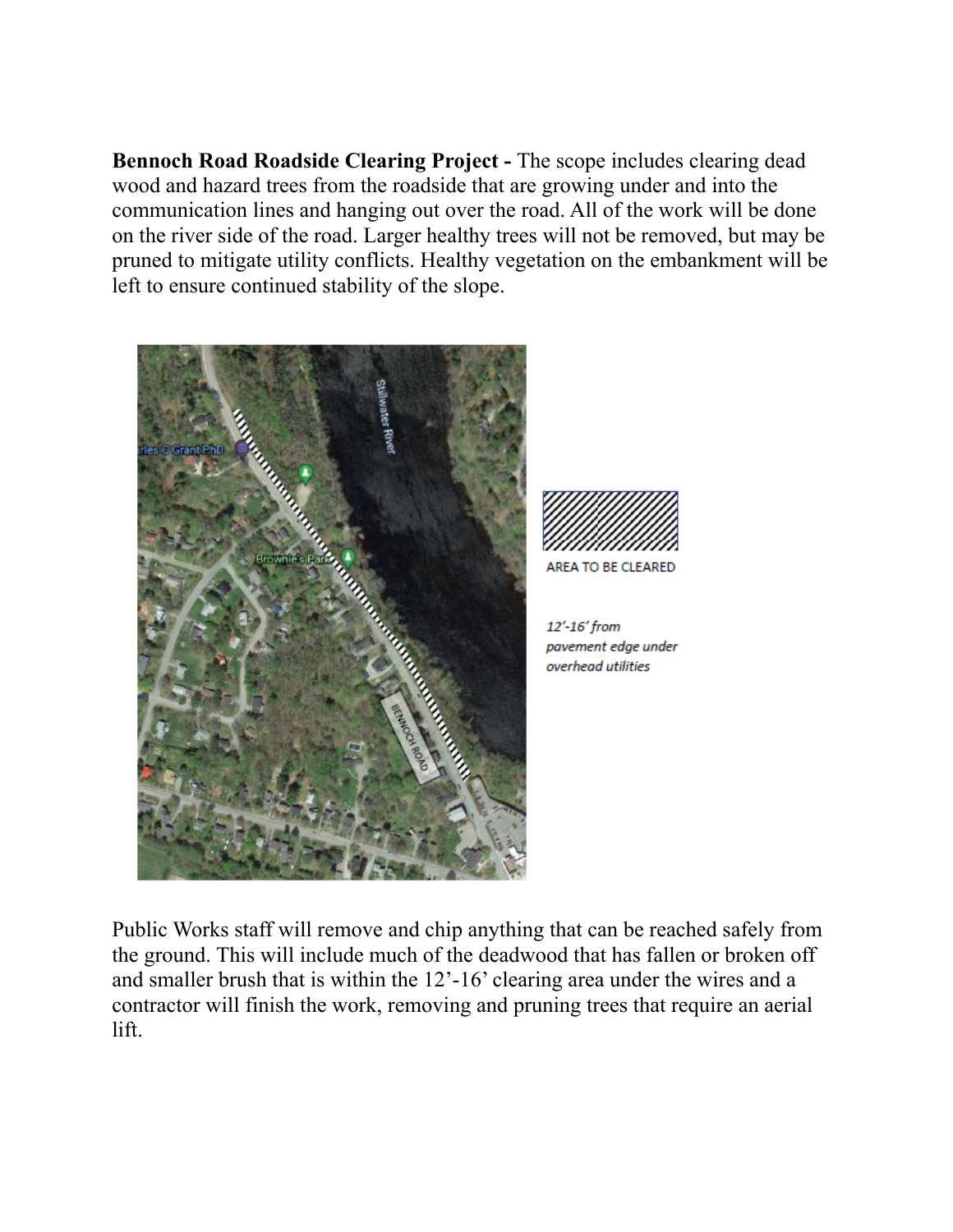**Bennoch Road Roadside Clearing Project -** The scope includes clearing dead wood and hazard trees from the roadside that are growing under and into the communication lines and hanging out over the road. All of the work will be done on the river side of the road. Larger healthy trees will not be removed, but may be pruned to mitigate utility conflicts. Healthy vegetation on the embankment will be left to ensure continued stability of the slope.

AREA TO BE CLEARED

*12'-16' from pavement edge under overhead utilities*

Public Works staff will remove and chip anything that can be reached safely from the ground. This will include much of the deadwood that has fallen or broken off and smaller brush that is within the 12'-16' clearing area under the wires and a contractor will finish the work, removing and pruning trees that require an aerial lift.